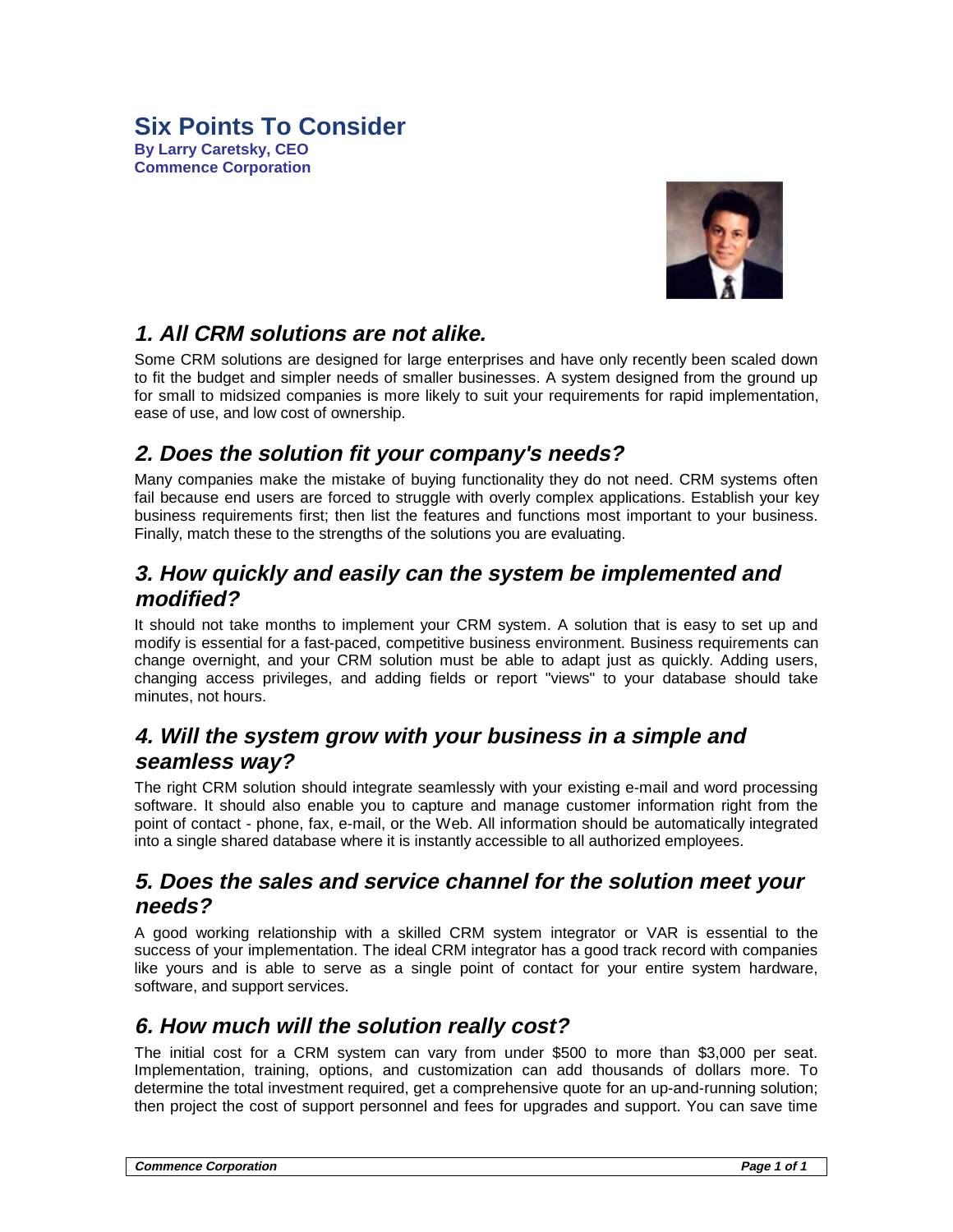# Six Points To Consider

**By Larry Caretsky, CEO**
**Commence Corporation**

## *1. All CRM solutions are not alike.*

Some CRM solutions are designed for large enterprises and have only recently been scaled down to fit the budget and simpler needs of smaller businesses. A system designed from the ground up for small to midsized companies is more likely to suit your requirements for rapid implementation, ease of use, and low cost of ownership.

## *2. Does the solution fit your company's needs?*

Many companies make the mistake of buying functionality they do not need. CRM systems often fail because end users are forced to struggle with overly complex applications. Establish your key business requirements first; then list the features and functions most important to your business. Finally, match these to the strengths of the solutions you are evaluating.

## *3. How quickly and easily can the system be implemented and modified?*

It should not take months to implement your CRM system. A solution that is easy to set up and modify is essential for a fast-paced, competitive business environment. Business requirements can change overnight, and your CRM solution must be able to adapt just as quickly. Adding users, changing access privileges, and adding fields or report "views" to your database should take minutes, not hours.

## *4. Will the system grow with your business in a simple and seamless way?*

The right CRM solution should integrate seamlessly with your existing e-mail and word processing software. It should also enable you to capture and manage customer information right from the point of contact - phone, fax, e-mail, or the Web. All information should be automatically integrated into a single shared database where it is instantly accessible to all authorized employees.

## *5. Does the sales and service channel for the solution meet your needs?*

A good working relationship with a skilled CRM system integrator or VAR is essential to the success of your implementation. The ideal CRM integrator has a good track record with companies like yours and is able to serve as a single point of contact for your entire system hardware, software, and support services.

## *6. How much will the solution really cost?*

The initial cost for a CRM system can vary from under $500 to more than $3,000 per seat. Implementation, training, options, and customization can add thousands of dollars more. To determine the total investment required, get a comprehensive quote for an up-and-running solution; then project the cost of support personnel and fees for upgrades and support. You can save time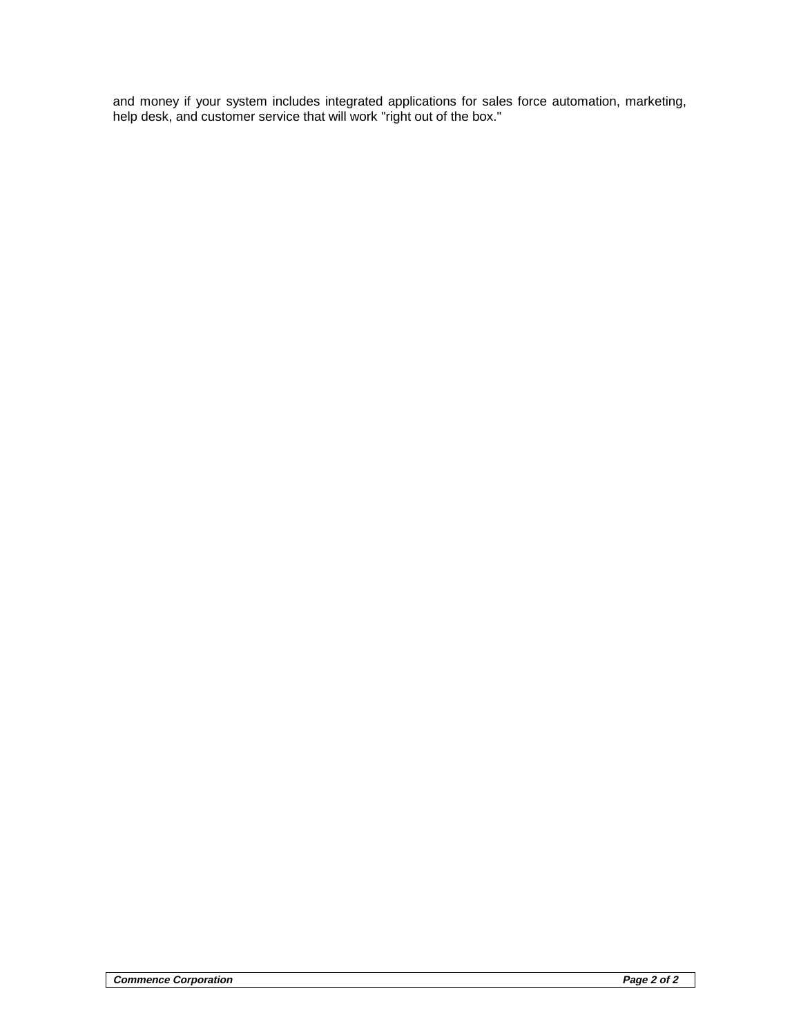and money if your system includes integrated applications for sales force automation, marketing, help desk, and customer service that will work "right out of the box."